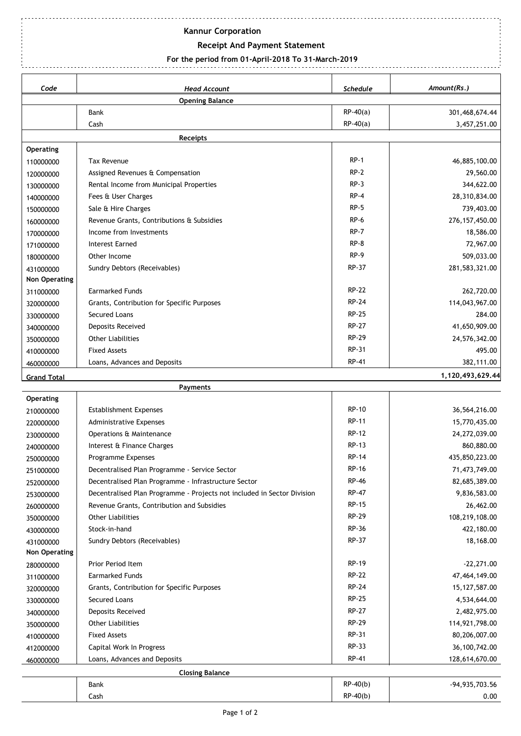# Kannur Corporation

## Receipt And Payment Statement

### For the period from 01-April-2018 To 31-March-2019

| Code | Head Account | Schedule | Amount(Rs.) |
|---|---|---|---|
| | **Opening Balance** | | |
| | Bank | RP-40(a) | 301,468,674.44 |
| | Cash | RP-40(a) | 3,457,251.00 |
| | **Receipts** | | |
| **Operating** | | | |
| 110000000 | Tax Revenue | RP-1 | 46,885,100.00 |
| 120000000 | Assigned Revenues & Compensation | RP-2 | 29,560.00 |
| 130000000 | Rental Income from Municipal Properties | RP-3 | 344,622.00 |
| 140000000 | Fees & User Charges | RP-4 | 28,310,834.00 |
| 150000000 | Sale & Hire Charges | RP-5 | 739,403.00 |
| 160000000 | Revenue Grants, Contributions & Subsidies | RP-6 | 276,157,450.00 |
| 170000000 | Income from Investments | RP-7 | 18,586.00 |
| 171000000 | Interest Earned | RP-8 | 72,967.00 |
| 180000000 | Other Income | RP-9 | 509,033.00 |
| 431000000 | Sundry Debtors (Receivables) | RP-37 | 281,583,321.00 |
| **Non Operating** | | | |
| 311000000 | Earmarked Funds | RP-22 | 262,720.00 |
| 320000000 | Grants, Contribution for Specific Purposes | RP-24 | 114,043,967.00 |
| 330000000 | Secured Loans | RP-25 | 284.00 |
| 340000000 | Deposits Received | RP-27 | 41,650,909.00 |
| 350000000 | Other Liabilities | RP-29 | 24,576,342.00 |
| 410000000 | Fixed Assets | RP-31 | 495.00 |
| 460000000 | Loans, Advances and Deposits | RP-41 | 382,111.00 |
| **Grand Total** | | | **1,120,493,629.44** |
| | **Payments** | | |
| **Operating** | | | |
| 210000000 | Establishment Expenses | RP-10 | 36,564,216.00 |
| 220000000 | Administrative Expenses | RP-11 | 15,770,435.00 |
| 230000000 | Operations & Maintenance | RP-12 | 24,272,039.00 |
| 240000000 | Interest & Finance Charges | RP-13 | 860,880.00 |
| 250000000 | Programme Expenses | RP-14 | 435,850,223.00 |
| 251000000 | Decentralised Plan Programme - Service Sector | RP-16 | 71,473,749.00 |
| 252000000 | Decentralised Plan Programme - Infrastructure Sector | RP-46 | 82,685,389.00 |
| 253000000 | Decentralised Plan Programme - Projects not included in Sector Division | RP-47 | 9,836,583.00 |
| 260000000 | Revenue Grants, Contribution and Subsidies | RP-15 | 26,462.00 |
| 350000000 | Other Liabilities | RP-29 | 108,219,108.00 |
| 430000000 | Stock-in-hand | RP-36 | 422,180.00 |
| 431000000 | Sundry Debtors (Receivables) | RP-37 | 18,168.00 |
| **Non Operating** | | | |
| 280000000 | Prior Period Item | RP-19 | -22,271.00 |
| 311000000 | Earmarked Funds | RP-22 | 47,464,149.00 |
| 320000000 | Grants, Contribution for Specific Purposes | RP-24 | 15,127,587.00 |
| 330000000 | Secured Loans | RP-25 | 4,534,644.00 |
| 340000000 | Deposits Received | RP-27 | 2,482,975.00 |
| 350000000 | Other Liabilities | RP-29 | 114,921,798.00 |
| 410000000 | Fixed Assets | RP-31 | 80,206,007.00 |
| 412000000 | Capital Work In Progress | RP-33 | 36,100,742.00 |
| 460000000 | Loans, Advances and Deposits | RP-41 | 128,614,670.00 |
| | **Closing Balance** | | |
| | Bank | RP-40(b) | -94,935,703.56 |
| | Cash | RP-40(b) | 0.00 |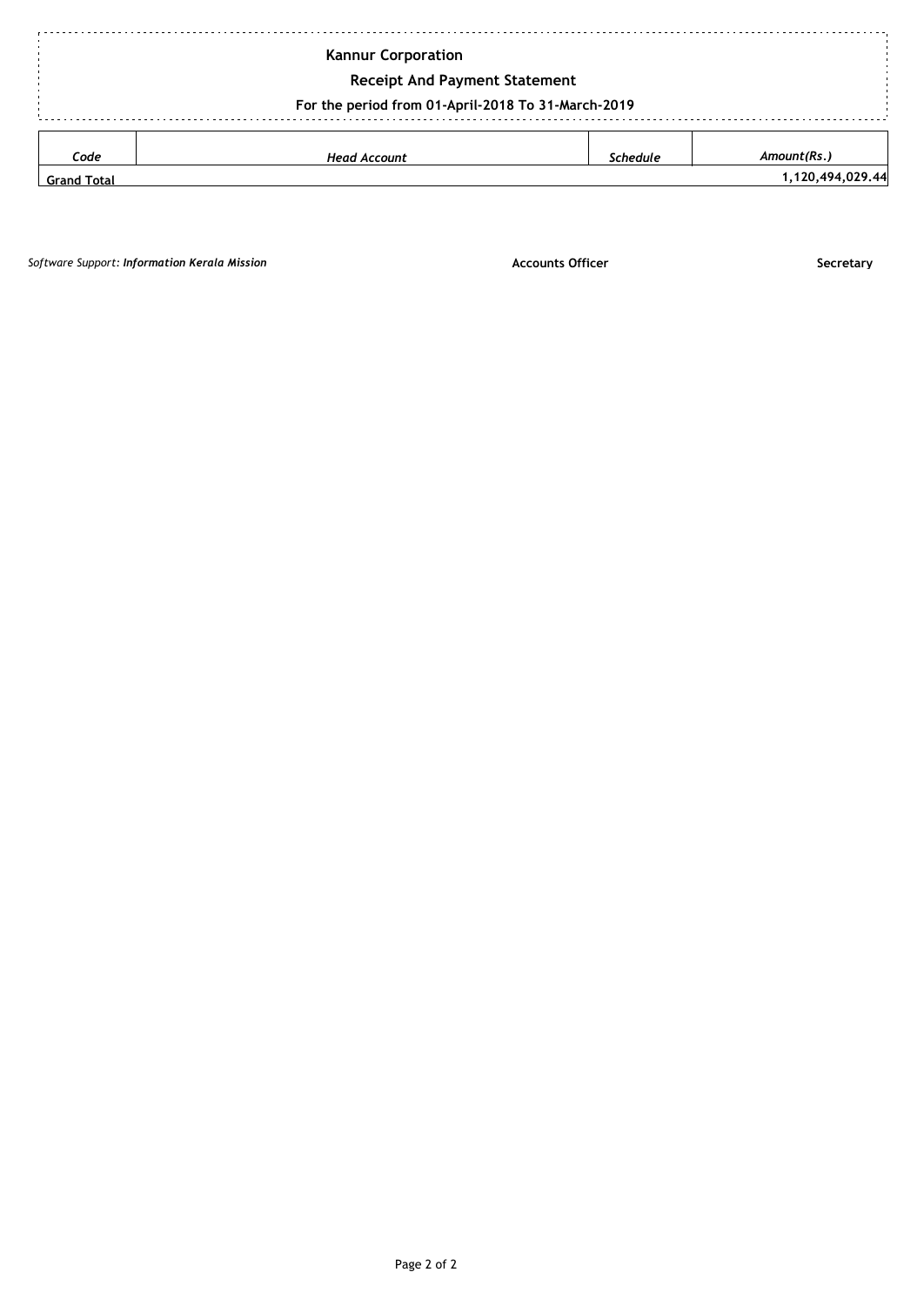**Kannur Corporation**

**Receipt And Payment Statement**

**For the period from 01-April-2018 To 31-March-2019**

| *Code* | *Head Account* | *Schedule* | *Amount(Rs.)* |
|---|---|---|---|
| **Grand Total** | | | **1,120,494,029.44** |

*Software Support:* ***Information Kerala Mission*** **Accounts Officer** **Secretary**